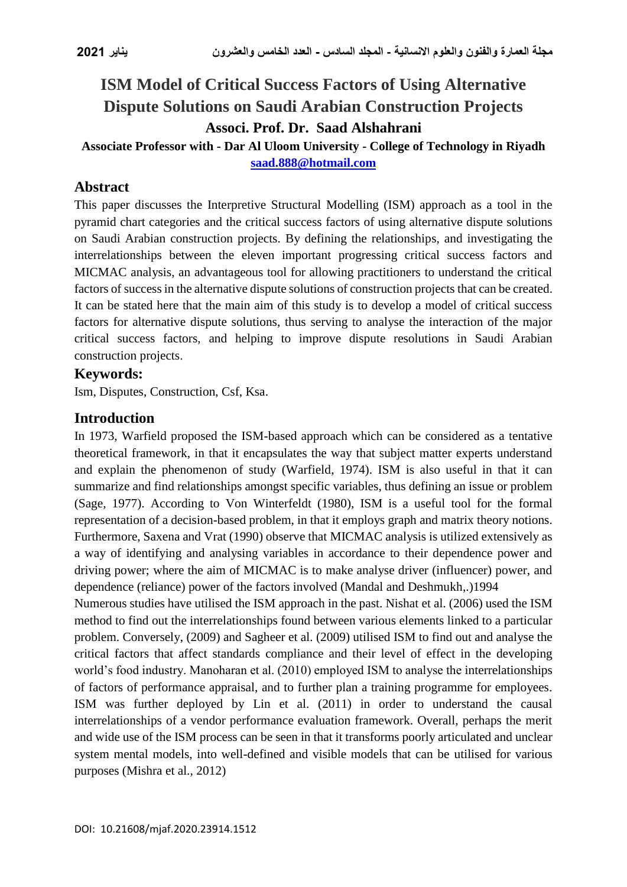# ISM Model of Critical Success Factors of Using Alternative Dispute Solutions on Saudi Arabian Construction Projects

**Associ. Prof. Dr. Saad Alshahrani**

**Associate Professor with - Dar Al Uloom University - College of Technology in Riyadh**

**saad.888@hotmail.com**

## Abstract

This paper discusses the Interpretive Structural Modelling (ISM) approach as a tool in the pyramid chart categories and the critical success factors of using alternative dispute solutions on Saudi Arabian construction projects. By defining the relationships, and investigating the interrelationships between the eleven important progressing critical success factors and MICMAC analysis, an advantageous tool for allowing practitioners to understand the critical factors of success in the alternative dispute solutions of construction projects that can be created. It can be stated here that the main aim of this study is to develop a model of critical success factors for alternative dispute solutions, thus serving to analyse the interaction of the major critical success factors, and helping to improve dispute resolutions in Saudi Arabian construction projects.

## Keywords:

Ism, Disputes, Construction, Csf, Ksa.

## Introduction

In 1973, Warfield proposed the ISM-based approach which can be considered as a tentative theoretical framework, in that it encapsulates the way that subject matter experts understand and explain the phenomenon of study (Warfield, 1974). ISM is also useful in that it can summarize and find relationships amongst specific variables, thus defining an issue or problem (Sage, 1977). According to Von Winterfeldt (1980), ISM is a useful tool for the formal representation of a decision-based problem, in that it employs graph and matrix theory notions. Furthermore, Saxena and Vrat (1990) observe that MICMAC analysis is utilized extensively as a way of identifying and analysing variables in accordance to their dependence power and driving power; where the aim of MICMAC is to make analyse driver (influencer) power, and dependence (reliance) power of the factors involved (Mandal and Deshmukh,.)1994

Numerous studies have utilised the ISM approach in the past. Nishat et al. (2006) used the ISM method to find out the interrelationships found between various elements linked to a particular problem. Conversely, (2009) and Sagheer et al. (2009) utilised ISM to find out and analyse the critical factors that affect standards compliance and their level of effect in the developing world's food industry. Manoharan et al. (2010) employed ISM to analyse the interrelationships of factors of performance appraisal, and to further plan a training programme for employees. ISM was further deployed by Lin et al. (2011) in order to understand the causal interrelationships of a vendor performance evaluation framework. Overall, perhaps the merit and wide use of the ISM process can be seen in that it transforms poorly articulated and unclear system mental models, into well-defined and visible models that can be utilised for various purposes (Mishra et al., 2012)

DOI: 10.21608/mjaf.2020.23914.1512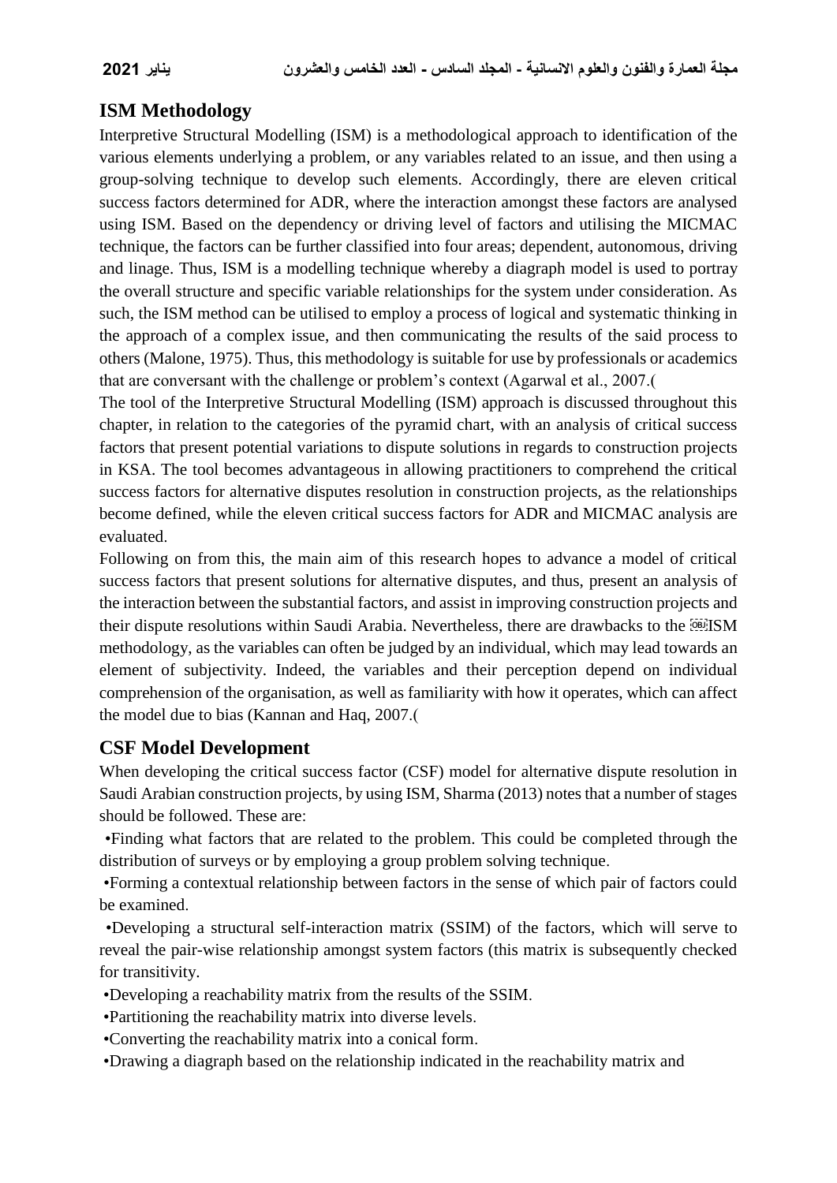## ISM Methodology

Interpretive Structural Modelling (ISM) is a methodological approach to identification of the various elements underlying a problem, or any variables related to an issue, and then using a group-solving technique to develop such elements. Accordingly, there are eleven critical success factors determined for ADR, where the interaction amongst these factors are analysed using ISM. Based on the dependency or driving level of factors and utilising the MICMAC technique, the factors can be further classified into four areas; dependent, autonomous, driving and linage. Thus, ISM is a modelling technique whereby a diagraph model is used to portray the overall structure and specific variable relationships for the system under consideration. As such, the ISM method can be utilised to employ a process of logical and systematic thinking in the approach of a complex issue, and then communicating the results of the said process to others (Malone, 1975). Thus, this methodology is suitable for use by professionals or academics that are conversant with the challenge or problem's context (Agarwal et al., 2007.(

The tool of the Interpretive Structural Modelling (ISM) approach is discussed throughout this chapter, in relation to the categories of the pyramid chart, with an analysis of critical success factors that present potential variations to dispute solutions in regards to construction projects in KSA. The tool becomes advantageous in allowing practitioners to comprehend the critical success factors for alternative disputes resolution in construction projects, as the relationships become defined, while the eleven critical success factors for ADR and MICMAC analysis are evaluated.

Following on from this, the main aim of this research hopes to advance a model of critical success factors that present solutions for alternative disputes, and thus, present an analysis of the interaction between the substantial factors, and assist in improving construction projects and their dispute resolutions within Saudi Arabia. Nevertheless, there are drawbacks to the ISM methodology, as the variables can often be judged by an individual, which may lead towards an element of subjectivity. Indeed, the variables and their perception depend on individual comprehension of the organisation, as well as familiarity with how it operates, which can affect the model due to bias (Kannan and Haq, 2007.(

## CSF Model Development

When developing the critical success factor (CSF) model for alternative dispute resolution in Saudi Arabian construction projects, by using ISM, Sharma (2013) notes that a number of stages should be followed. These are:

- Finding what factors that are related to the problem. This could be completed through the distribution of surveys or by employing a group problem solving technique.
- Forming a contextual relationship between factors in the sense of which pair of factors could be examined.
- Developing a structural self-interaction matrix (SSIM) of the factors, which will serve to reveal the pair-wise relationship amongst system factors (this matrix is subsequently checked for transitivity.
- Developing a reachability matrix from the results of the SSIM.
- Partitioning the reachability matrix into diverse levels.
- Converting the reachability matrix into a conical form.
- Drawing a diagraph based on the relationship indicated in the reachability matrix and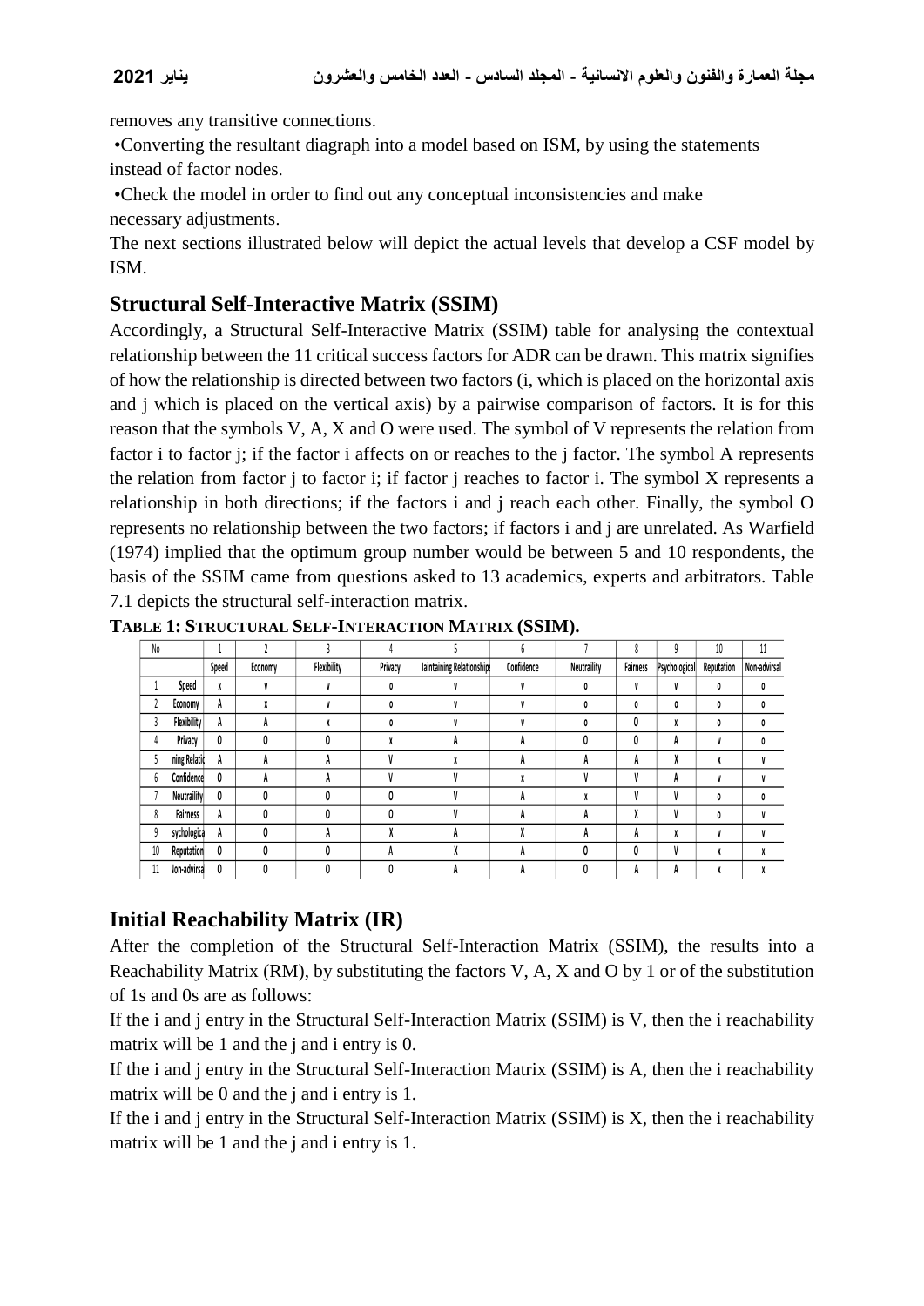removes any transitive connections.

•Converting the resultant diagraph into a model based on ISM, by using the statements instead of factor nodes.

•Check the model in order to find out any conceptual inconsistencies and make necessary adjustments.

The next sections illustrated below will depict the actual levels that develop a CSF model by ISM.

## Structural Self-Interactive Matrix (SSIM)

Accordingly, a Structural Self-Interactive Matrix (SSIM) table for analysing the contextual relationship between the 11 critical success factors for ADR can be drawn. This matrix signifies of how the relationship is directed between two factors (i, which is placed on the horizontal axis and j which is placed on the vertical axis) by a pairwise comparison of factors. It is for this reason that the symbols V, A, X and O were used. The symbol of V represents the relation from factor i to factor j; if the factor i affects on or reaches to the j factor. The symbol A represents the relation from factor j to factor i; if factor j reaches to factor i. The symbol X represents a relationship in both directions; if the factors i and j reach each other. Finally, the symbol O represents no relationship between the two factors; if factors i and j are unrelated. As Warfield (1974) implied that the optimum group number would be between 5 and 10 respondents, the basis of the SSIM came from questions asked to 13 academics, experts and arbitrators. Table 7.1 depicts the structural self-interaction matrix.

**TABLE 1: STRUCTURAL SELF-INTERACTION MATRIX (SSIM).**

| No | | 1 | 2 | 3 | 4 | 5 | 6 | 7 | 8 | 9 | 10 | 11 |
|---|---|---|---|---|---|---|---|---|---|---|---|---|
| | | Speed | Economy | Flexibility | Privacy | Maintaining Relationships | Confidence | Neutraility | Fairness | Psychological | Reputation | Non-advirsal |
| 1 | Speed | X | V | V | O | V | V | O | V | V | O | O |
| 2 | Economy | A | X | V | O | V | V | O | O | O | O | O |
| 3 | Flexibility | A | A | X | O | V | V | O | O | X | O | O |
| 4 | Privacy | O | O | O | X | A | A | O | O | A | V | O |
| 5 | Maintaining Relationships | A | A | A | V | X | A | A | A | X | X | V |
| 6 | Confidence | O | A | A | V | V | X | V | V | A | V | V |
| 7 | Neutraility | O | O | O | O | V | A | X | V | V | O | O |
| 8 | Fairness | A | O | O | O | V | A | A | X | V | O | V |
| 9 | Psychological | A | O | A | X | A | X | A | A | X | V | V |
| 10 | Reputation | O | O | O | A | X | A | O | O | V | X | X |
| 11 | Non-advirsal | O | O | O | O | A | A | O | A | A | X | X |

## Initial Reachability Matrix (IR)

After the completion of the Structural Self-Interaction Matrix (SSIM), the results into a Reachability Matrix (RM), by substituting the factors V, A, X and O by 1 or of the substitution of 1s and 0s are as follows:

If the i and j entry in the Structural Self-Interaction Matrix (SSIM) is V, then the i reachability matrix will be 1 and the j and i entry is 0.

If the i and j entry in the Structural Self-Interaction Matrix (SSIM) is A, then the i reachability matrix will be 0 and the j and i entry is 1.

If the i and j entry in the Structural Self-Interaction Matrix (SSIM) is X, then the i reachability matrix will be 1 and the j and i entry is 1.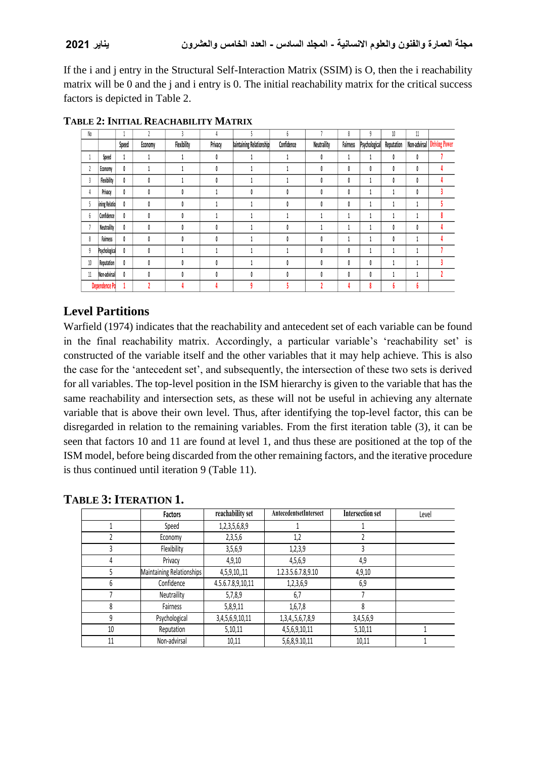If the i and j entry in the Structural Self-Interaction Matrix (SSIM) is O, then the i reachability matrix will be 0 and the j and i entry is 0. The initial reachability matrix for the critical success factors is depicted in Table 2.

**TABLE 2: INITIAL REACHABILITY MATRIX**

| No | | 1 | 2 | 3 | 4 | 5 | 6 | 7 | 8 | 9 | 10 | 11 | |
|---|---|---|---|---|---|---|---|---|---|---|---|---|---|
| | | Speed | Economy | Flexibility | Privacy | laintaining Relationship | Confidence | Neutraility | Fairness | Psychological | Reputation | Non-advirsal | Driving Power |
| 1 | Speed | 1 | 1 | 1 | 0 | 1 | 1 | 0 | 1 | 1 | 0 | 0 | 7 |
| 2 | Economy | 0 | 1 | 1 | 0 | 1 | 1 | 0 | 0 | 0 | 0 | 0 | 4 |
| 3 | Flexibility | 0 | 0 | 1 | 0 | 1 | 1 | 0 | 0 | 1 | 0 | 0 | 4 |
| 4 | Privacy | 0 | 0 | 0 | 1 | 0 | 0 | 0 | 0 | 1 | 1 | 0 | 3 |
| 5 | iining Relatio | 0 | 0 | 0 | 1 | 1 | 0 | 0 | 0 | 1 | 1 | 1 | 5 |
| 6 | Confidence | 0 | 0 | 0 | 1 | 1 | 1 | 1 | 1 | 1 | 1 | 1 | 8 |
| 7 | Neutraility | 0 | 0 | 0 | 0 | 1 | 0 | 1 | 1 | 1 | 0 | 0 | 4 |
| 8 | Fairness | 0 | 0 | 0 | 0 | 1 | 0 | 0 | 1 | 1 | 0 | 1 | 4 |
| 9 | Psychological | 0 | 0 | 1 | 1 | 1 | 1 | 0 | 0 | 1 | 1 | 1 | 7 |
| 10 | Reputation | 0 | 0 | 0 | 0 | 1 | 0 | 0 | 0 | 0 | 1 | 1 | 3 |
| 11 | Non-advirsal | 0 | 0 | 0 | 0 | 0 | 0 | 0 | 0 | 0 | 1 | 1 | 2 |
| Dependence Po | | 1 | 2 | 4 | 4 | 9 | 5 | 2 | 4 | 8 | 6 | 6 | |

## Level Partitions

Warfield (1974) indicates that the reachability and antecedent set of each variable can be found in the final reachability matrix. Accordingly, a particular variable's 'reachability set' is constructed of the variable itself and the other variables that it may help achieve. This is also the case for the 'antecedent set', and subsequently, the intersection of these two sets is derived for all variables. The top-level position in the ISM hierarchy is given to the variable that has the same reachability and intersection sets, as these will not be useful in achieving any alternate variable that is above their own level. Thus, after identifying the top-level factor, this can be disregarded in relation to the remaining variables. From the first iteration table (3), it can be seen that factors 10 and 11 are found at level 1, and thus these are positioned at the top of the ISM model, before being discarded from the other remaining factors, and the iterative procedure is thus continued until iteration 9 (Table 11).

**TABLE 3: ITERATION 1.**

| | Factors | reachability set | AntecedentsetIntersect | Intersection set | Level |
|---|---|---|---|---|---|
| 1 | Speed | 1,2,3,5,6,8,9 | 1 | 1 | |
| 2 | Economy | 2,3,5,6 | 1,2 | 2 | |
| 3 | Flexibility | 3,5,6,9 | 1,2,3,9 | 3 | |
| 4 | Privacy | 4,9,10 | 4,5,6,9 | 4,9 | |
| 5 | Maintaining Relationships | 4,5,9,10,,11 | 1.2.3.5.6.7.8,9.10 | 4,9,10 | |
| 6 | Confidence | 4.5.6.7.8,9,10,11 | 1,2,3,6,9 | 6,9 | |
| 7 | Neutraility | 5,7,8,9 | 6,7 | 7 | |
| 8 | Fairness | 5,8,9,11 | 1,6,7,8 | 8 | |
| 9 | Psychological | 3,4,5,6,9,10,11 | 1,3,4,,5,6,7,8,9 | 3,4,5,6,9 | |
| 10 | Reputation | 5,10,11 | 4,5,6,9,10,11 | 5,10,11 | 1 |
| 11 | Non-advirsal | 10,11 | 5,6,8,9.10,11 | 10,11 | 1 |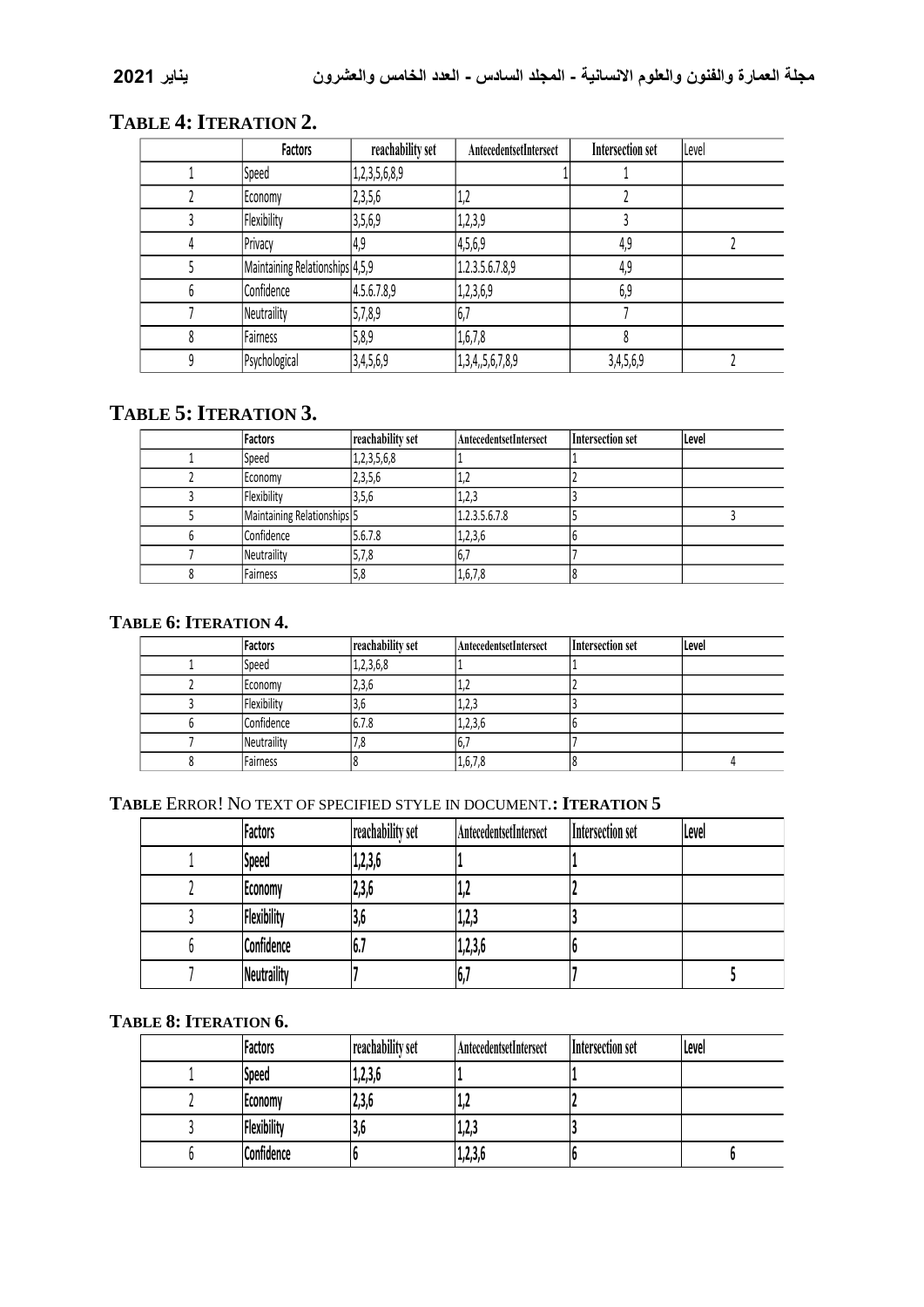## TABLE 4: ITERATION 2.

| | Factors | reachability set | AntecedentsetIntersect | Intersection set | Level |
|---|---|---|---|---|---|
| 1 | Speed | 1,2,3,5,6,8,9 | 1 | 1 | |
| 2 | Economy | 2,3,5,6 | 1,2 | 2 | |
| 3 | Flexibility | 3,5,6,9 | 1,2,3,9 | 3 | |
| 4 | Privacy | 4,9 | 4,5,6,9 | 4,9 | 2 |
| 5 | Maintaining Relationships | 4,5,9 | 1.2.3.5.6.7.8,9 | 4,9 | |
| 6 | Confidence | 4.5.6.7.8,9 | 1,2,3,6,9 | 6,9 | |
| 7 | Neutraility | 5,7,8,9 | 6,7 | 7 | |
| 8 | Fairness | 5,8,9 | 1,6,7,8 | 8 | |
| 9 | Psychological | 3,4,5,6,9 | 1,3,4,,5,6,7,8,9 | 3,4,5,6,9 | 2 |

## TABLE 5: ITERATION 3.

| | Factors | reachability set | AntecedentsetIntersect | Intersection set | Level |
|---|---|---|---|---|---|
| 1 | Speed | 1,2,3,5,6,8 | 1 | 1 | |
| 2 | Economy | 2,3,5,6 | 1,2 | 2 | |
| 3 | Flexibility | 3,5,6 | 1,2,3 | 3 | |
| 5 | Maintaining Relationships | 5 | 1.2.3.5.6.7.8 | 5 | 3 |
| 6 | Confidence | 5.6.7.8 | 1,2,3,6 | 6 | |
| 7 | Neutraility | 5,7,8 | 6,7 | 7 | |
| 8 | Fairness | 5,8 | 1,6,7,8 | 8 | |

## TABLE 6: ITERATION 4.

| | Factors | reachability set | AntecedentsetIntersect | Intersection set | Level |
|---|---|---|---|---|---|
| 1 | Speed | 1,2,3,6,8 | 1 | 1 | |
| 2 | Economy | 2,3,6 | 1,2 | 2 | |
| 3 | Flexibility | 3,6 | 1,2,3 | 3 | |
| 6 | Confidence | 6.7.8 | 1,2,3,6 | 6 | |
| 7 | Neutraility | 7,8 | 6,7 | 7 | |
| 8 | Fairness | 8 | 1,6,7,8 | 8 | 4 |

## TABLE ERROR! NO TEXT OF SPECIFIED STYLE IN DOCUMENT.: ITERATION 5

| | Factors | reachability set | AntecedentsetIntersect | Intersection set | Level |
|---|---|---|---|---|---|
| 1 | **Speed** | **1,2,3,6** | **1** | **1** | |
| 2 | **Economy** | **2,3,6** | **1,2** | **2** | |
| 3 | **Flexibility** | **3,6** | **1,2,3** | **3** | |
| 6 | **Confidence** | **6.7** | **1,2,3,6** | **6** | |
| 7 | **Neutraility** | **7** | **6,7** | **7** | **5** |

## TABLE 8: ITERATION 6.

| | Factors | reachability set | AntecedentsetIntersect | Intersection set | Level |
|---|---|---|---|---|---|
| 1 | **Speed** | **1,2,3,6** | **1** | **1** | |
| 2 | **Economy** | **2,3,6** | **1,2** | **2** | |
| 3 | **Flexibility** | **3,6** | **1,2,3** | **3** | |
| 6 | **Confidence** | **6** | **1,2,3,6** | **6** | **6** |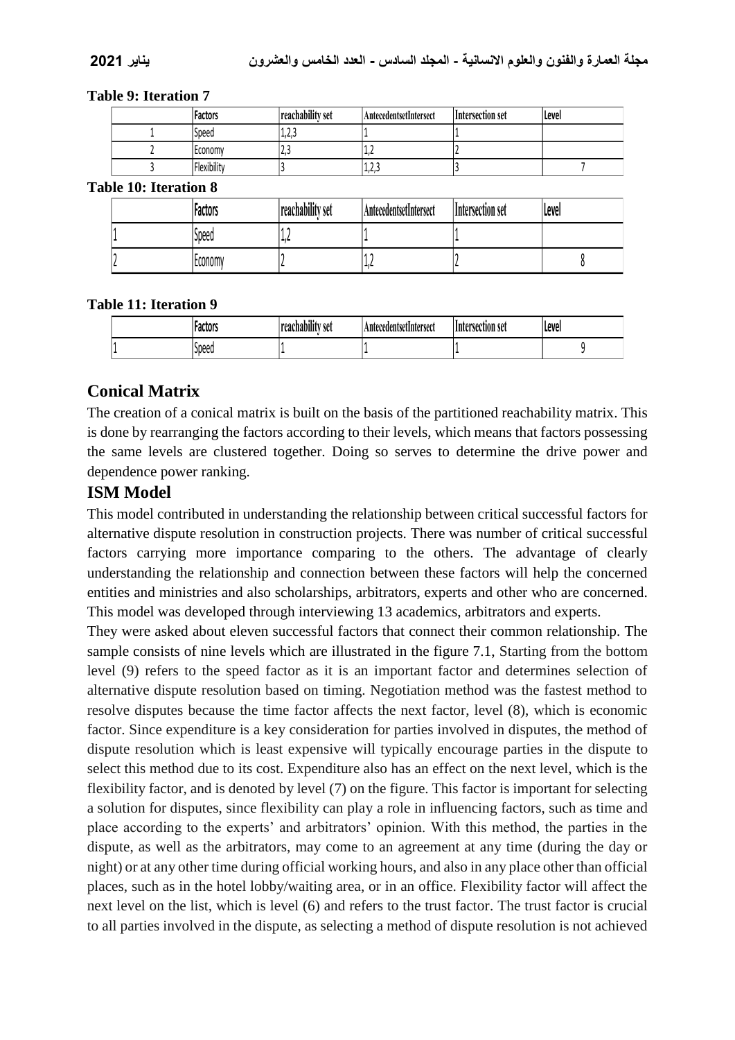**Table 9: Iteration 7**

| | Factors | reachability set | AntecedentsetIntersect | Intersection set | Level |
|---|---|---|---|---|---|
| 1 | Speed | 1,2,3 | 1 | 1 | |
| 2 | Economy | 2,3 | 1,2 | 2 | |
| 3 | Flexibility | 3 | 1,2,3 | 3 | 7 |

**Table 10: Iteration 8**

| | Factors | reachability set | AntecedentsetIntersect | Intersection set | Level |
|---|---|---|---|---|---|
| 1 | Speed | 1,2 | 1 | 1 | |
| 2 | Economy | 2 | 1,2 | 2 | 8 |

**Table 11: Iteration 9**

| | Factors | reachability set | AntecedentsetIntersect | Intersection set | Level |
|---|---|---|---|---|---|
| 1 | Speed | 1 | 1 | 1 | 9 |

## Conical Matrix

The creation of a conical matrix is built on the basis of the partitioned reachability matrix. This is done by rearranging the factors according to their levels, which means that factors possessing the same levels are clustered together. Doing so serves to determine the drive power and dependence power ranking.

## ISM Model

This model contributed in understanding the relationship between critical successful factors for alternative dispute resolution in construction projects. There was number of critical successful factors carrying more importance comparing to the others. The advantage of clearly understanding the relationship and connection between these factors will help the concerned entities and ministries and also scholarships, arbitrators, experts and other who are concerned. This model was developed through interviewing 13 academics, arbitrators and experts.

They were asked about eleven successful factors that connect their common relationship. The sample consists of nine levels which are illustrated in the figure 7.1, Starting from the bottom level (9) refers to the speed factor as it is an important factor and determines selection of alternative dispute resolution based on timing. Negotiation method was the fastest method to resolve disputes because the time factor affects the next factor, level (8), which is economic factor. Since expenditure is a key consideration for parties involved in disputes, the method of dispute resolution which is least expensive will typically encourage parties in the dispute to select this method due to its cost. Expenditure also has an effect on the next level, which is the flexibility factor, and is denoted by level (7) on the figure. This factor is important for selecting a solution for disputes, since flexibility can play a role in influencing factors, such as time and place according to the experts' and arbitrators' opinion. With this method, the parties in the dispute, as well as the arbitrators, may come to an agreement at any time (during the day or night) or at any other time during official working hours, and also in any place other than official places, such as in the hotel lobby/waiting area, or in an office. Flexibility factor will affect the next level on the list, which is level (6) and refers to the trust factor. The trust factor is crucial to all parties involved in the dispute, as selecting a method of dispute resolution is not achieved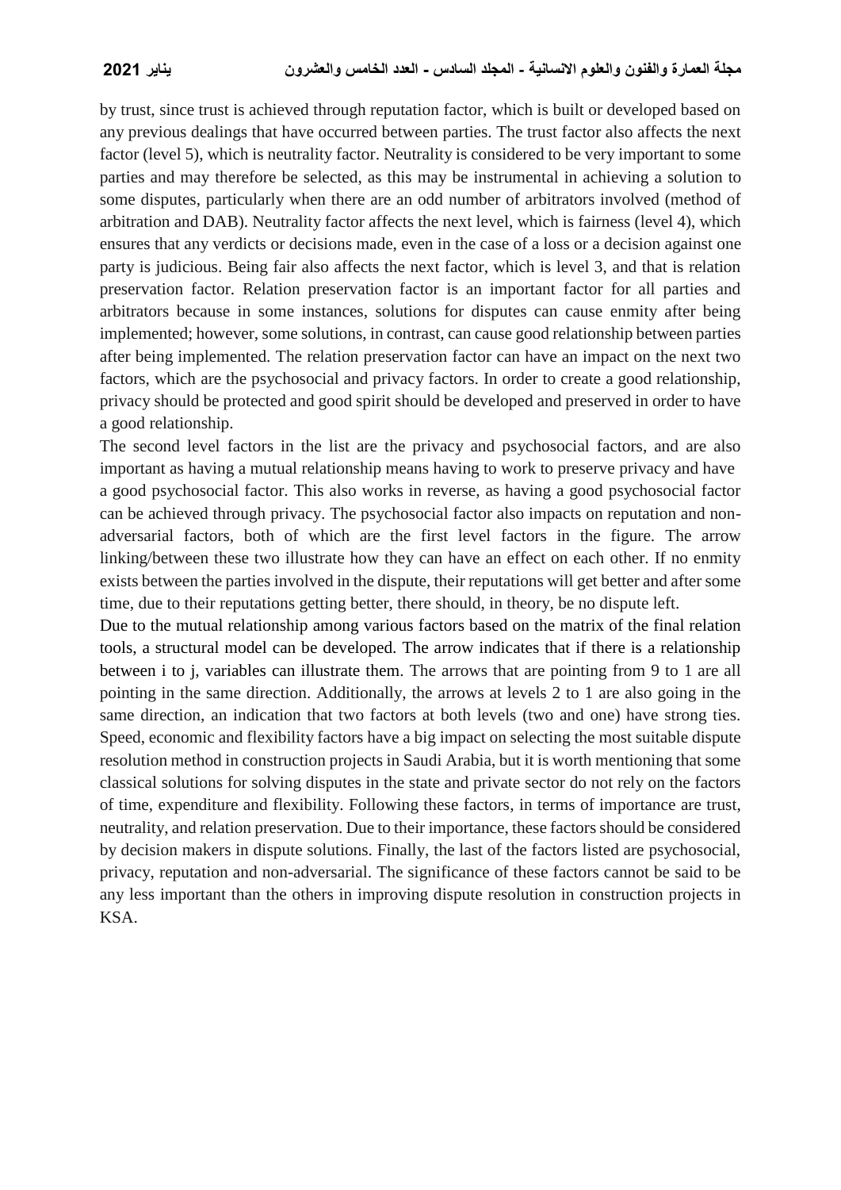by trust, since trust is achieved through reputation factor, which is built or developed based on any previous dealings that have occurred between parties. The trust factor also affects the next factor (level 5), which is neutrality factor. Neutrality is considered to be very important to some parties and may therefore be selected, as this may be instrumental in achieving a solution to some disputes, particularly when there are an odd number of arbitrators involved (method of arbitration and DAB). Neutrality factor affects the next level, which is fairness (level 4), which ensures that any verdicts or decisions made, even in the case of a loss or a decision against one party is judicious. Being fair also affects the next factor, which is level 3, and that is relation preservation factor. Relation preservation factor is an important factor for all parties and arbitrators because in some instances, solutions for disputes can cause enmity after being implemented; however, some solutions, in contrast, can cause good relationship between parties after being implemented. The relation preservation factor can have an impact on the next two factors, which are the psychosocial and privacy factors. In order to create a good relationship, privacy should be protected and good spirit should be developed and preserved in order to have a good relationship.

The second level factors in the list are the privacy and psychosocial factors, and are also important as having a mutual relationship means having to work to preserve privacy and have a good psychosocial factor. This also works in reverse, as having a good psychosocial factor can be achieved through privacy. The psychosocial factor also impacts on reputation and non-adversarial factors, both of which are the first level factors in the figure. The arrow linking/between these two illustrate how they can have an effect on each other. If no enmity exists between the parties involved in the dispute, their reputations will get better and after some time, due to their reputations getting better, there should, in theory, be no dispute left.

Due to the mutual relationship among various factors based on the matrix of the final relation tools, a structural model can be developed. The arrow indicates that if there is a relationship between i to j, variables can illustrate them. The arrows that are pointing from 9 to 1 are all pointing in the same direction. Additionally, the arrows at levels 2 to 1 are also going in the same direction, an indication that two factors at both levels (two and one) have strong ties. Speed, economic and flexibility factors have a big impact on selecting the most suitable dispute resolution method in construction projects in Saudi Arabia, but it is worth mentioning that some classical solutions for solving disputes in the state and private sector do not rely on the factors of time, expenditure and flexibility. Following these factors, in terms of importance are trust, neutrality, and relation preservation. Due to their importance, these factors should be considered by decision makers in dispute solutions. Finally, the last of the factors listed are psychosocial, privacy, reputation and non-adversarial. The significance of these factors cannot be said to be any less important than the others in improving dispute resolution in construction projects in KSA.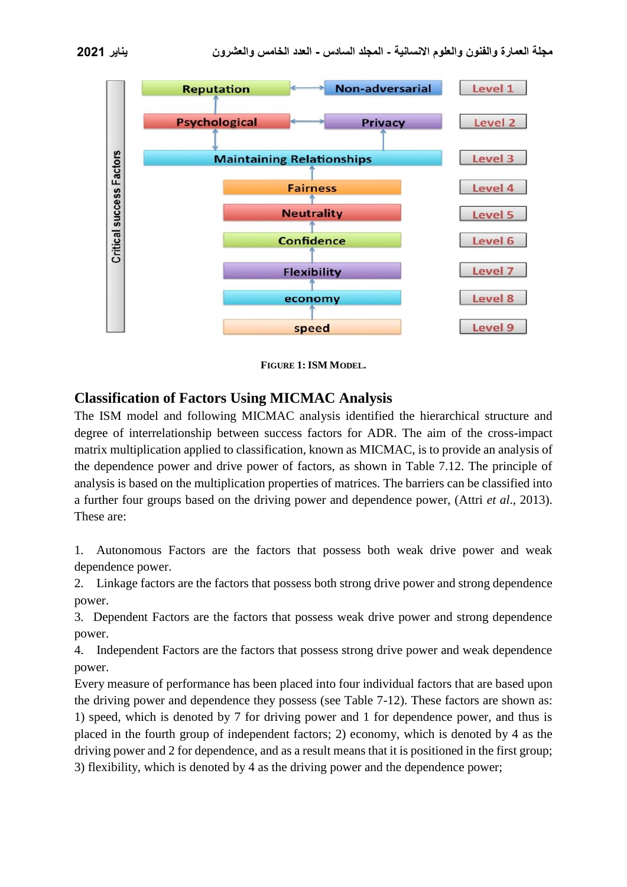FIGURE 1: ISM MODEL.

## Classification of Factors Using MICMAC Analysis

The ISM model and following MICMAC analysis identified the hierarchical structure and degree of interrelationship between success factors for ADR. The aim of the cross-impact matrix multiplication applied to classification, known as MICMAC, is to provide an analysis of the dependence power and drive power of factors, as shown in Table 7.12. The principle of analysis is based on the multiplication properties of matrices. The barriers can be classified into a further four groups based on the driving power and dependence power, (Attri *et al*., 2013). These are:

1. Autonomous Factors are the factors that possess both weak drive power and weak dependence power.
2. Linkage factors are the factors that possess both strong drive power and strong dependence power.
3. Dependent Factors are the factors that possess weak drive power and strong dependence power.
4. Independent Factors are the factors that possess strong drive power and weak dependence power.

Every measure of performance has been placed into four individual factors that are based upon the driving power and dependence they possess (see Table 7-12). These factors are shown as: 1) speed, which is denoted by 7 for driving power and 1 for dependence power, and thus is placed in the fourth group of independent factors; 2) economy, which is denoted by 4 as the driving power and 2 for dependence, and as a result means that it is positioned in the first group; 3) flexibility, which is denoted by 4 as the driving power and the dependence power;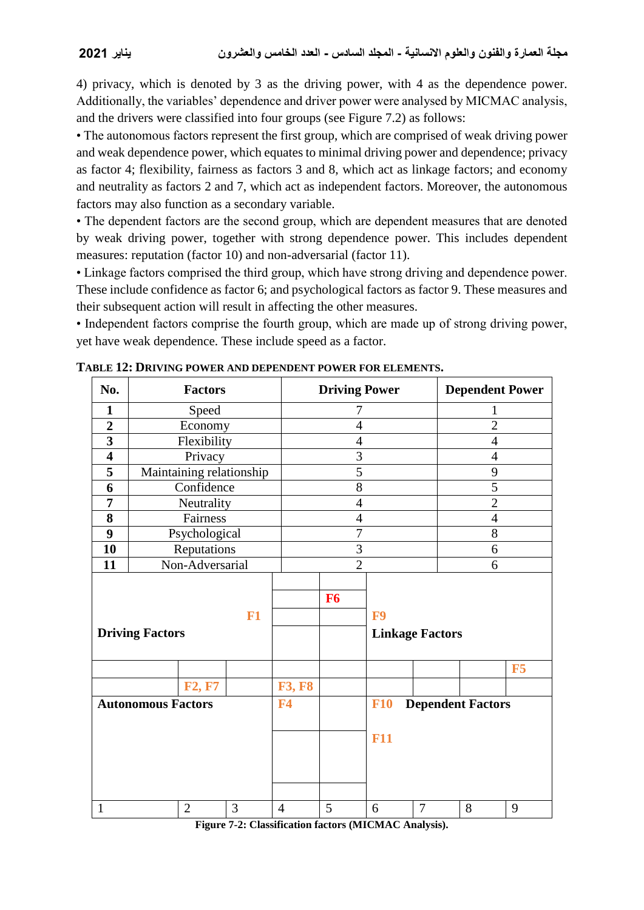4) privacy, which is denoted by 3 as the driving power, with 4 as the dependence power. Additionally, the variables' dependence and driver power were analysed by MICMAC analysis, and the drivers were classified into four groups (see Figure 7.2) as follows:

• The autonomous factors represent the first group, which are comprised of weak driving power and weak dependence power, which equates to minimal driving power and dependence; privacy as factor 4; flexibility, fairness as factors 3 and 8, which act as linkage factors; and economy and neutrality as factors 2 and 7, which act as independent factors. Moreover, the autonomous factors may also function as a secondary variable.

• The dependent factors are the second group, which are dependent measures that are denoted by weak driving power, together with strong dependence power. This includes dependent measures: reputation (factor 10) and non-adversarial (factor 11).

• Linkage factors comprised the third group, which have strong driving and dependence power. These include confidence as factor 6; and psychological factors as factor 9. These measures and their subsequent action will result in affecting the other measures.

• Independent factors comprise the fourth group, which are made up of strong driving power, yet have weak dependence. These include speed as a factor.

**TABLE 12: DRIVING POWER AND DEPENDENT POWER FOR ELEMENTS.**

| No. | Factors | Driving Power | Dependent Power |
|---|---|---|---|
| **1** | Speed | 7 | 1 |
| **2** | Economy | 4 | 2 |
| **3** | Flexibility | 4 | 4 |
| **4** | Privacy | 3 | 4 |
| **5** | Maintaining relationship | 5 | 9 |
| **6** | Confidence | 8 | 5 |
| **7** | Neutrality | 4 | 2 |
| **8** | Fairness | 4 | 4 |
| **9** | Psychological | 7 | 8 |
| **10** | Reputations | 3 | 6 |
| **11** | Non-Adversarial | 2 | 6 |

| | | | | | | | | |
|---|---|---|---|---|---|---|---|---|
| | | | | F6 | | | | |
| **Driving Factors** | | F1 | | | F9 **Linkage Factors** | | | |
| | | | | | | | | F5 |
| | F2, F7 | | F3, F8 | | | | | |
| **Autonomous Factors** | | | F4 | | F10 **Dependent Factors** | | | |
| | | | | | F11 | | | |
| 1 | 2 | 3 | 4 | 5 | 6 | 7 | 8 | 9 |

**Figure 7-2: Classification factors (MICMAC Analysis).**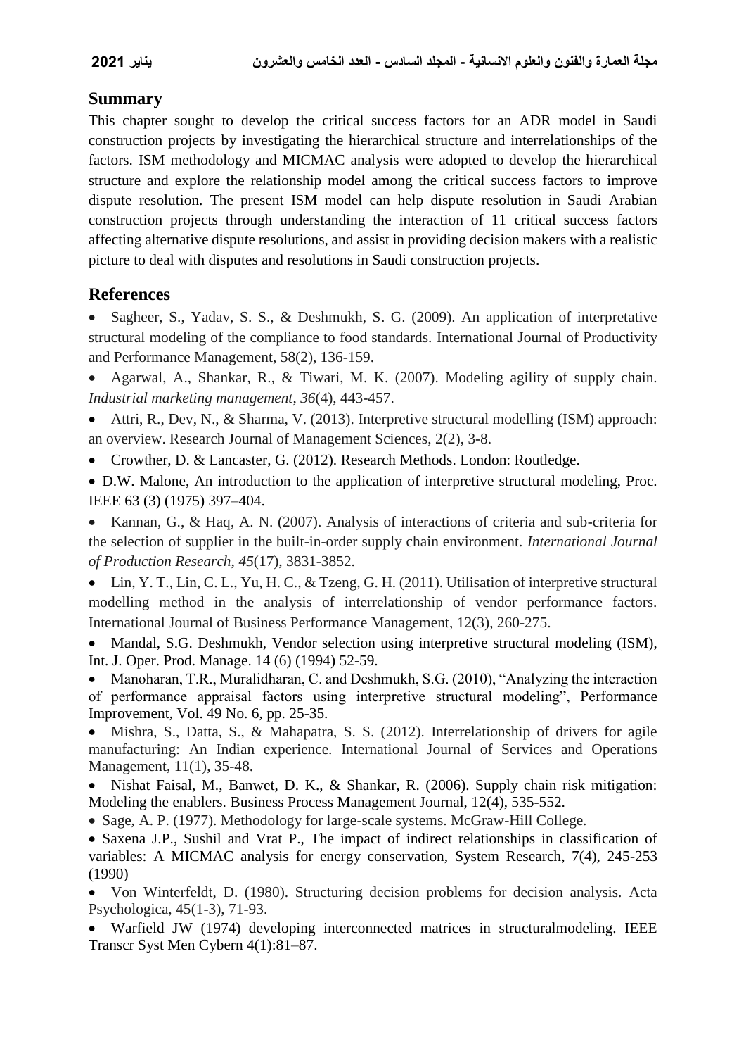## Summary

This chapter sought to develop the critical success factors for an ADR model in Saudi construction projects by investigating the hierarchical structure and interrelationships of the factors. ISM methodology and MICMAC analysis were adopted to develop the hierarchical structure and explore the relationship model among the critical success factors to improve dispute resolution. The present ISM model can help dispute resolution in Saudi Arabian construction projects through understanding the interaction of 11 critical success factors affecting alternative dispute resolutions, and assist in providing decision makers with a realistic picture to deal with disputes and resolutions in Saudi construction projects.

## References

- Sagheer, S., Yadav, S. S., & Deshmukh, S. G. (2009). An application of interpretative structural modeling of the compliance to food standards. International Journal of Productivity and Performance Management, 58(2), 136-159.
- Agarwal, A., Shankar, R., & Tiwari, M. K. (2007). Modeling agility of supply chain. *Industrial marketing management*, *36*(4), 443-457.
- Attri, R., Dev, N., & Sharma, V. (2013). Interpretive structural modelling (ISM) approach: an overview. Research Journal of Management Sciences, 2(2), 3-8.
- Crowther, D. & Lancaster, G. (2012). Research Methods. London: Routledge.
- D.W. Malone, An introduction to the application of interpretive structural modeling, Proc. IEEE 63 (3) (1975) 397–404.
- Kannan, G., & Haq, A. N. (2007). Analysis of interactions of criteria and sub-criteria for the selection of supplier in the built-in-order supply chain environment. *International Journal of Production Research*, *45*(17), 3831-3852.
- Lin, Y. T., Lin, C. L., Yu, H. C., & Tzeng, G. H. (2011). Utilisation of interpretive structural modelling method in the analysis of interrelationship of vendor performance factors. International Journal of Business Performance Management, 12(3), 260-275.
- Mandal, S.G. Deshmukh, Vendor selection using interpretive structural modeling (ISM), Int. J. Oper. Prod. Manage. 14 (6) (1994) 52-59.
- Manoharan, T.R., Muralidharan, C. and Deshmukh, S.G. (2010), "Analyzing the interaction of performance appraisal factors using interpretive structural modeling", Performance Improvement, Vol. 49 No. 6, pp. 25-35.
- Mishra, S., Datta, S., & Mahapatra, S. S. (2012). Interrelationship of drivers for agile manufacturing: An Indian experience. International Journal of Services and Operations Management, 11(1), 35-48.
- Nishat Faisal, M., Banwet, D. K., & Shankar, R. (2006). Supply chain risk mitigation: Modeling the enablers. Business Process Management Journal, 12(4), 535-552.
- Sage, A. P. (1977). Methodology for large-scale systems. McGraw-Hill College.
- Saxena J.P., Sushil and Vrat P., The impact of indirect relationships in classification of variables: A MICMAC analysis for energy conservation, System Research, 7(4), 245-253 (1990)
- Von Winterfeldt, D. (1980). Structuring decision problems for decision analysis. Acta Psychologica, 45(1-3), 71-93.
- Warfield JW (1974) developing interconnected matrices in structuralmodeling. IEEE Transcr Syst Men Cybern 4(1):81–87.